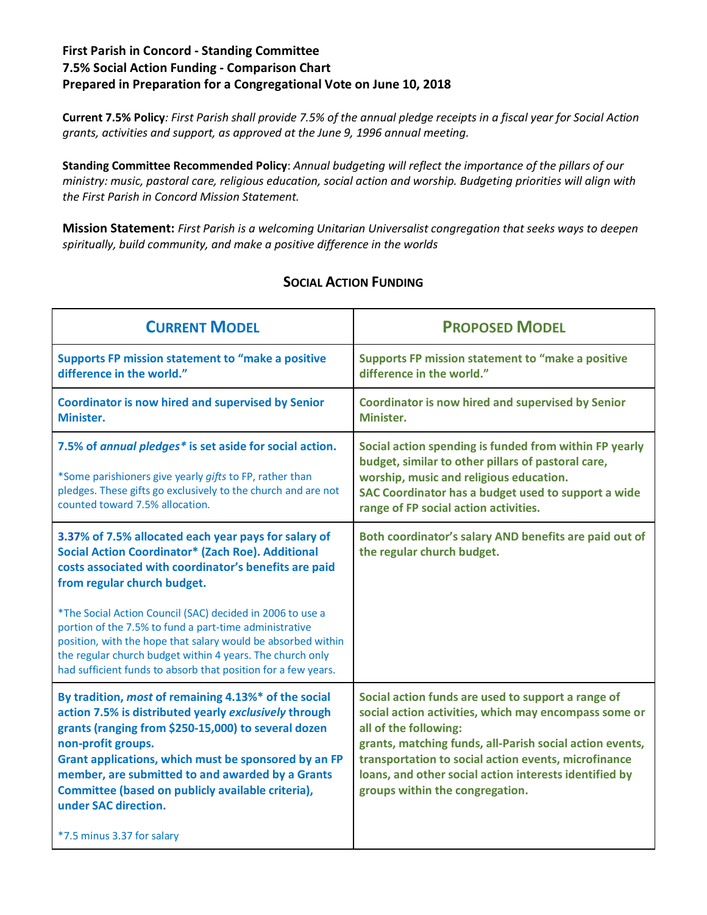**First Parish in Concord - Standing Committee**
**7.5% Social Action Funding - Comparison Chart**
**Prepared in Preparation for a Congregational Vote on June 10, 2018**

**Current 7.5% Policy**: *First Parish shall provide 7.5% of the annual pledge receipts in a fiscal year for Social Action grants, activities and support, as approved at the June 9, 1996 annual meeting.*

**Standing Committee Recommended Policy**: *Annual budgeting will reflect the importance of the pillars of our ministry: music, pastoral care, religious education, social action and worship. Budgeting priorities will align with the First Parish in Concord Mission Statement.*

**Mission Statement:** *First Parish is a welcoming Unitarian Universalist congregation that seeks ways to deepen spiritually, build community, and make a positive difference in the worlds*

## Social Action Funding

| **Current Model** | **Proposed Model** |
|---|---|
| **Supports FP mission statement to "make a positive difference in the world."** | **Supports FP mission statement to "make a positive difference in the world."** |
| **Coordinator is now hired and supervised by Senior Minister.** | **Coordinator is now hired and supervised by Senior Minister.** |
| **7.5% of *annual pledges** ** is set aside for social action.**<br><br>*Some parishioners give yearly *gifts* to FP, rather than pledges. These gifts go exclusively to the church and are not counted toward 7.5% allocation. | **Social action spending is funded from within FP yearly budget, similar to other pillars of pastoral care, worship, music and religious education.**<br>**SAC Coordinator has a budget used to support a wide range of FP social action activities.** |
| **3.37% of 7.5% allocated each year pays for salary of Social Action Coordinator* (Zach Roe). Additional costs associated with coordinator's benefits are paid from regular church budget.**<br><br>*The Social Action Council (SAC) decided in 2006 to use a portion of the 7.5% to fund a part-time administrative position, with the hope that salary would be absorbed within the regular church budget within 4 years. The church only had sufficient funds to absorb that position for a few years. | **Both coordinator's salary AND benefits are paid out of the regular church budget.** |
| **By tradition, *most* of remaining 4.13%* of the social action 7.5% is distributed yearly *exclusively* through grants (ranging from $250-15,000) to several dozen non-profit groups.**<br>**Grant applications, which must be sponsored by an FP member, are submitted to and awarded by a Grants Committee (based on publicly available criteria), under SAC direction.**<br><br>*7.5 minus 3.37 for salary | **Social action funds are used to support a range of social action activities, which may encompass some or all of the following:**<br>**grants, matching funds, all-Parish social action events, transportation to social action events, microfinance loans, and other social action interests identified by groups within the congregation.** |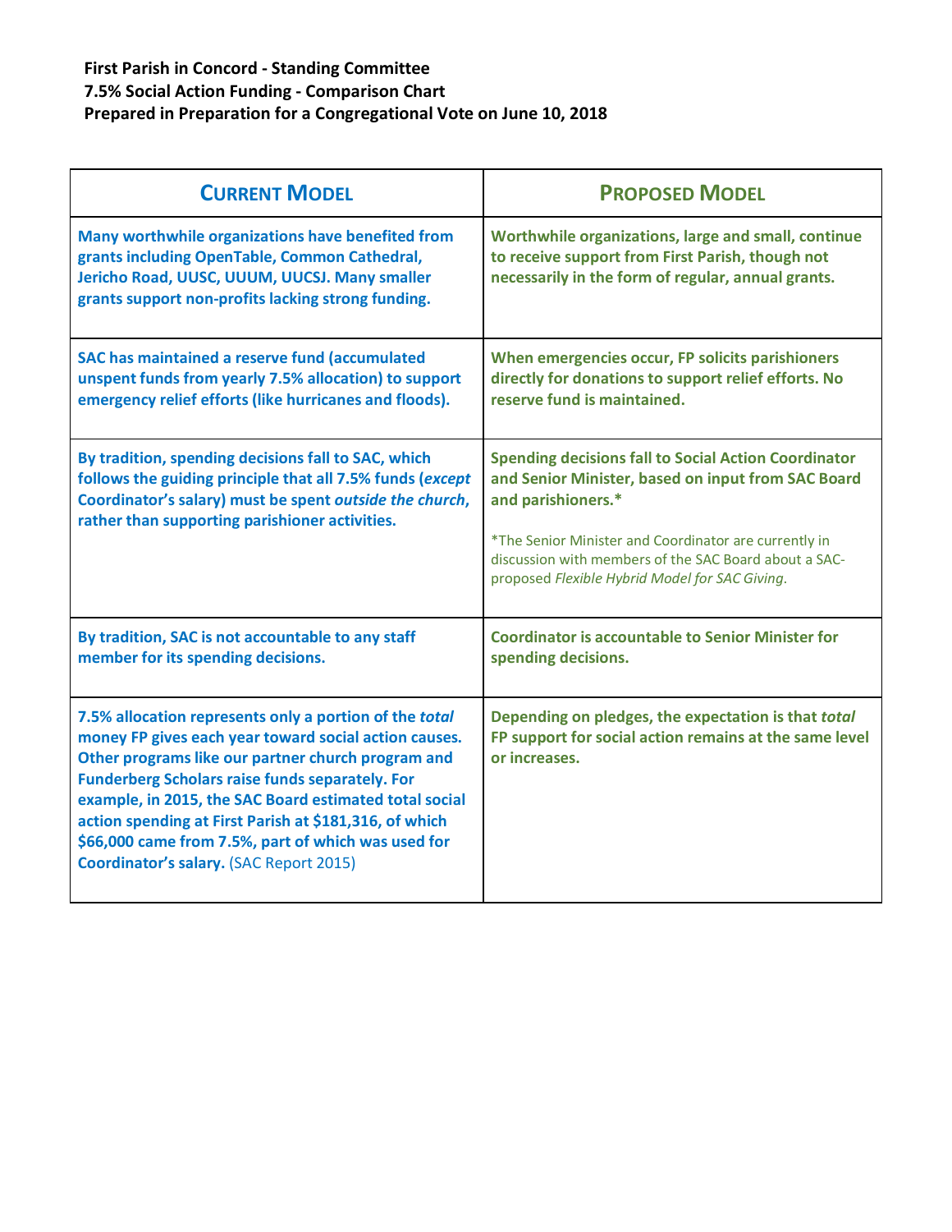**First Parish in Concord - Standing Committee**
**7.5% Social Action Funding - Comparison Chart**
**Prepared in Preparation for a Congregational Vote on June 10, 2018**

| CURRENT MODEL | PROPOSED MODEL |
|---|---|
| **Many worthwhile organizations have benefited from grants including OpenTable, Common Cathedral, Jericho Road, UUSC, UUUM, UUCSJ. Many smaller grants support non-profits lacking strong funding.** | **Worthwhile organizations, large and small, continue to receive support from First Parish, though not necessarily in the form of regular, annual grants.** |
| **SAC has maintained a reserve fund (accumulated unspent funds from yearly 7.5% allocation) to support emergency relief efforts (like hurricanes and floods).** | **When emergencies occur, FP solicits parishioners directly for donations to support relief efforts. No reserve fund is maintained.** |
| **By tradition, spending decisions fall to SAC, which follows the guiding principle that all 7.5% funds (*except* Coordinator's salary) must be spent *outside the church*, rather than supporting parishioner activities.** | **Spending decisions fall to Social Action Coordinator and Senior Minister, based on input from SAC Board and parishioners.*** <br><br> *The Senior Minister and Coordinator are currently in discussion with members of the SAC Board about a SAC-proposed *Flexible Hybrid Model for SAC Giving.* |
| **By tradition, SAC is not accountable to any staff member for its spending decisions.** | **Coordinator is accountable to Senior Minister for spending decisions.** |
| **7.5% allocation represents only a portion of the *total* money FP gives each year toward social action causes. Other programs like our partner church program and Funderberg Scholars raise funds separately. For example, in 2015, the SAC Board estimated total social action spending at First Parish at $181,316, of which $66,000 came from 7.5%, part of which was used for Coordinator's salary.** (SAC Report 2015) | **Depending on pledges, the expectation is that *total* FP support for social action remains at the same level or increases.** |